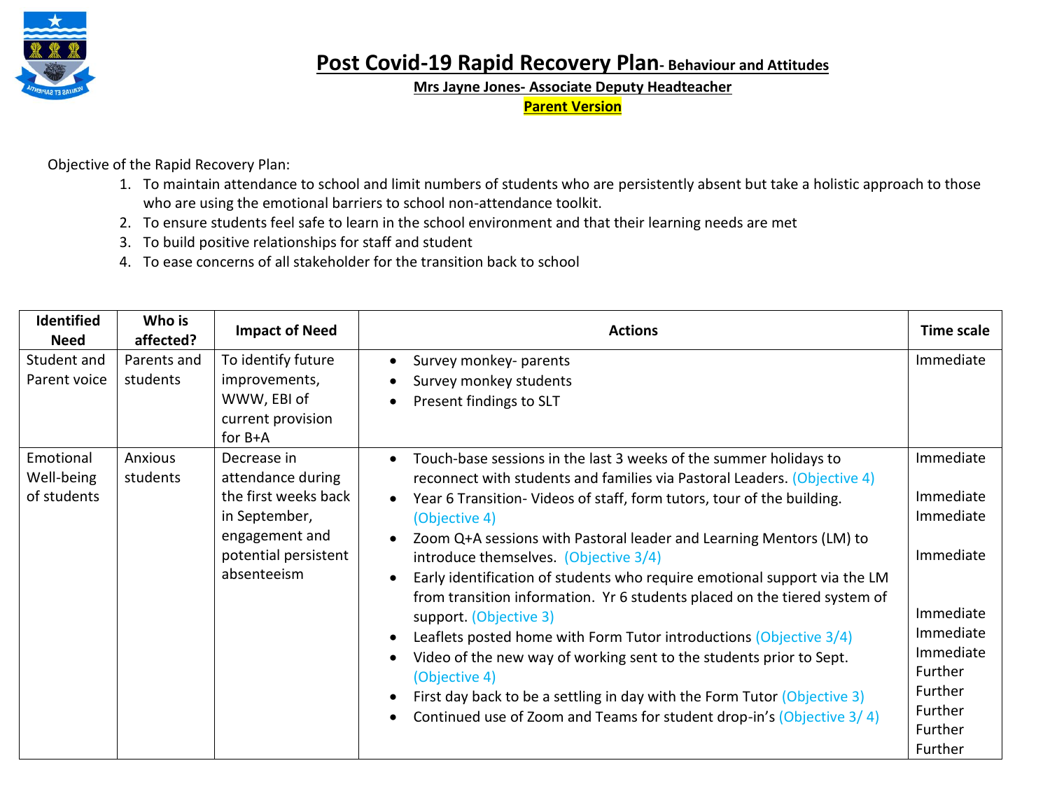# Post Covid-19 Rapid Recovery Plan- Behaviour and Attitudes

**Mrs Jayne Jones- Associate Deputy Headteacher**

**Parent Version**

Objective of the Rapid Recovery Plan:

1. To maintain attendance to school and limit numbers of students who are persistently absent but take a holistic approach to those who are using the emotional barriers to school non-attendance toolkit.
2. To ensure students feel safe to learn in the school environment and that their learning needs are met
3. To build positive relationships for staff and student
4. To ease concerns of all stakeholder for the transition back to school

| Identified Need | Who is affected? | Impact of Need | Actions | Time scale |
|---|---|---|---|---|
| Student and Parent voice | Parents and students | To identify future improvements, WWW, EBI of current provision for B+A | • Survey monkey- parents<br>• Survey monkey students<br>• Present findings to SLT | Immediate |
| Emotional Well-being of students | Anxious students | Decrease in attendance during the first weeks back in September, engagement and potential persistent absenteeism | • Touch-base sessions in the last 3 weeks of the summer holidays to reconnect with students and families via Pastoral Leaders. (Objective 4)<br>• Year 6 Transition- Videos of staff, form tutors, tour of the building. (Objective 4)<br>• Zoom Q+A sessions with Pastoral leader and Learning Mentors (LM) to introduce themselves. (Objective 3/4)<br>• Early identification of students who require emotional support via the LM from transition information. Yr 6 students placed on the tiered system of support. (Objective 3)<br>• Leaflets posted home with Form Tutor introductions (Objective 3/4)<br>• Video of the new way of working sent to the students prior to Sept. (Objective 4)<br>• First day back to be a settling in day with the Form Tutor (Objective 3)<br>• Continued use of Zoom and Teams for student drop-in's (Objective 3/ 4) | Immediate<br>Immediate<br>Immediate<br>Immediate<br>Immediate<br>Immediate<br>Immediate<br>Further<br>Further<br>Further<br>Further<br>Further |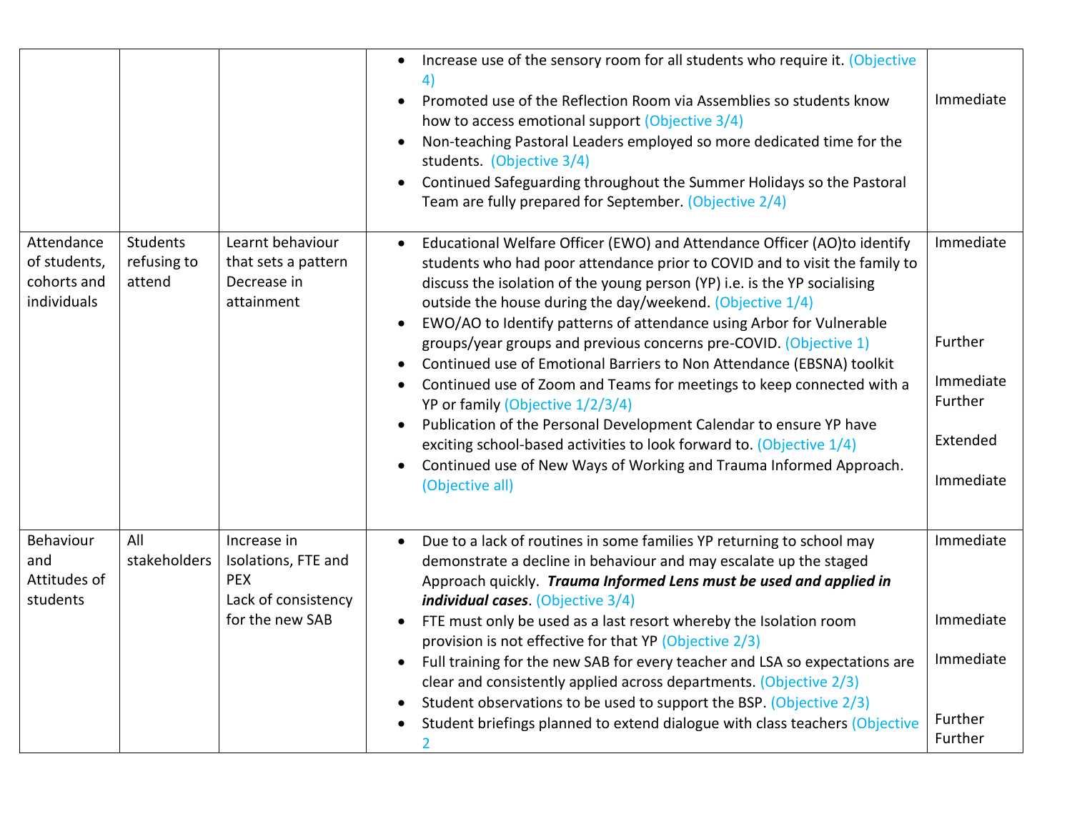| | | | | |
|---|---|---|---|---|
| | | | • Increase use of the sensory room for all students who require it. (Objective 4)<br>• Promoted use of the Reflection Room via Assemblies so students know how to access emotional support (Objective 3/4)<br>• Non-teaching Pastoral Leaders employed so more dedicated time for the students. (Objective 3/4)<br>• Continued Safeguarding throughout the Summer Holidays so the Pastoral Team are fully prepared for September. (Objective 2/4) | Immediate |
| Attendance of students, cohorts and individuals | Students refusing to attend | Learnt behaviour that sets a pattern<br>Decrease in attainment | • Educational Welfare Officer (EWO) and Attendance Officer (AO)to identify students who had poor attendance prior to COVID and to visit the family to discuss the isolation of the young person (YP) i.e. is the YP socialising outside the house during the day/weekend. (Objective 1/4)<br>• EWO/AO to Identify patterns of attendance using Arbor for Vulnerable groups/year groups and previous concerns pre-COVID. (Objective 1)<br>• Continued use of Emotional Barriers to Non Attendance (EBSNA) toolkit<br>• Continued use of Zoom and Teams for meetings to keep connected with a YP or family (Objective 1/2/3/4)<br>• Publication of the Personal Development Calendar to ensure YP have exciting school-based activities to look forward to. (Objective 1/4)<br>• Continued use of New Ways of Working and Trauma Informed Approach. (Objective all) | Immediate<br><br>Further<br><br>Immediate<br>Further<br><br>Extended<br><br>Immediate |
| Behaviour and Attitudes of students | All stakeholders | Increase in Isolations, FTE and PEX<br>Lack of consistency for the new SAB | • Due to a lack of routines in some families YP returning to school may demonstrate a decline in behaviour and may escalate up the staged Approach quickly. ***Trauma Informed Lens must be used and applied in individual cases***. (Objective 3/4)<br>• FTE must only be used as a last resort whereby the Isolation room provision is not effective for that YP (Objective 2/3)<br>• Full training for the new SAB for every teacher and LSA so expectations are clear and consistently applied across departments. (Objective 2/3)<br>• Student observations to be used to support the BSP. (Objective 2/3)<br>• Student briefings planned to extend dialogue with class teachers (Objective 2 | Immediate<br><br>Immediate<br><br>Immediate<br><br>Further<br>Further |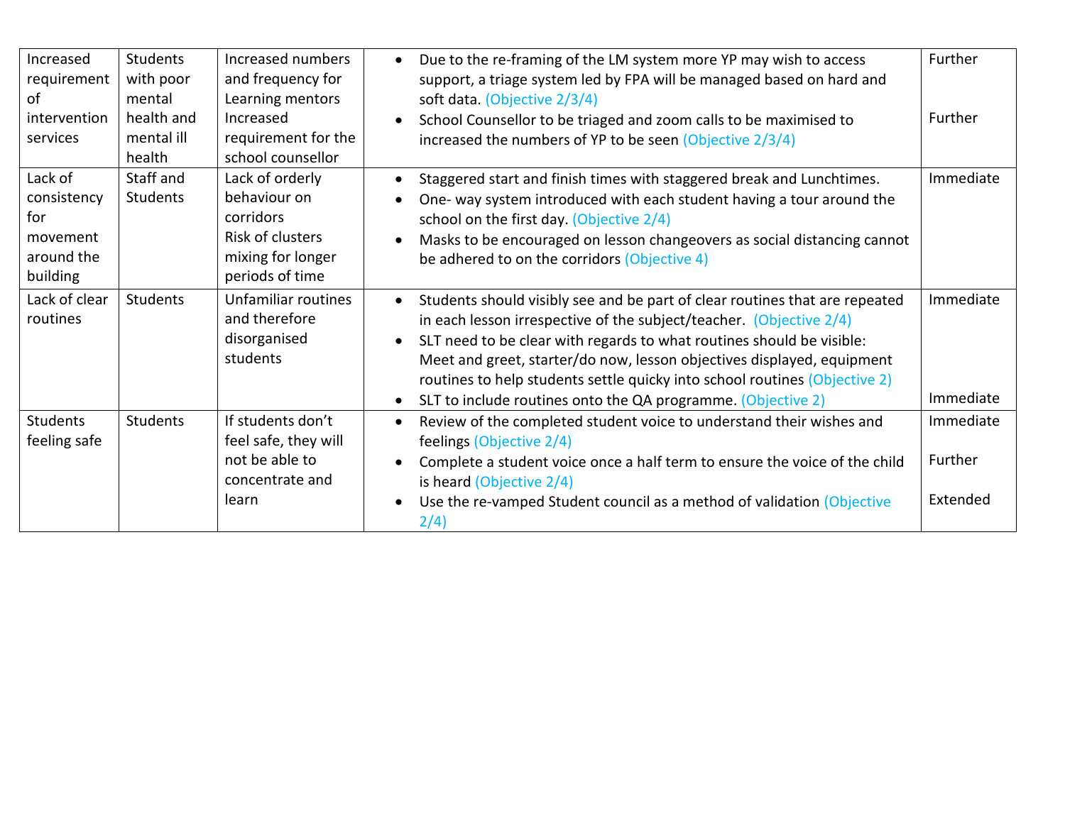| | | | | |
|---|---|---|---|---|
| Increased requirement of intervention services | Students with poor mental health and mental ill health | Increased numbers and frequency for Learning mentors Increased requirement for the school counsellor | • Due to the re-framing of the LM system more YP may wish to access support, a triage system led by FPA will be managed based on hard and soft data. (Objective 2/3/4)<br>• School Counsellor to be triaged and zoom calls to be maximised to increased the numbers of YP to be seen (Objective 2/3/4) | Further<br><br>Further |
| Lack of consistency for movement around the building | Staff and Students | Lack of orderly behaviour on corridors<br>Risk of clusters mixing for longer periods of time | • Staggered start and finish times with staggered break and Lunchtimes.<br>• One- way system introduced with each student having a tour around the school on the first day. (Objective 2/4)<br>• Masks to be encouraged on lesson changeovers as social distancing cannot be adhered to on the corridors (Objective 4) | Immediate |
| Lack of clear routines | Students | Unfamiliar routines and therefore disorganised students | • Students should visibly see and be part of clear routines that are repeated in each lesson irrespective of the subject/teacher. (Objective 2/4)<br>• SLT need to be clear with regards to what routines should be visible: Meet and greet, starter/do now, lesson objectives displayed, equipment routines to help students settle quicky into school routines (Objective 2)<br>• SLT to include routines onto the QA programme. (Objective 2) | Immediate<br><br>Immediate |
| Students feeling safe | Students | If students don't feel safe, they will not be able to concentrate and learn | • Review of the completed student voice to understand their wishes and feelings (Objective 2/4)<br>• Complete a student voice once a half term to ensure the voice of the child is heard (Objective 2/4)<br>• Use the re-vamped Student council as a method of validation (Objective 2/4) | Immediate<br><br>Further<br><br>Extended |